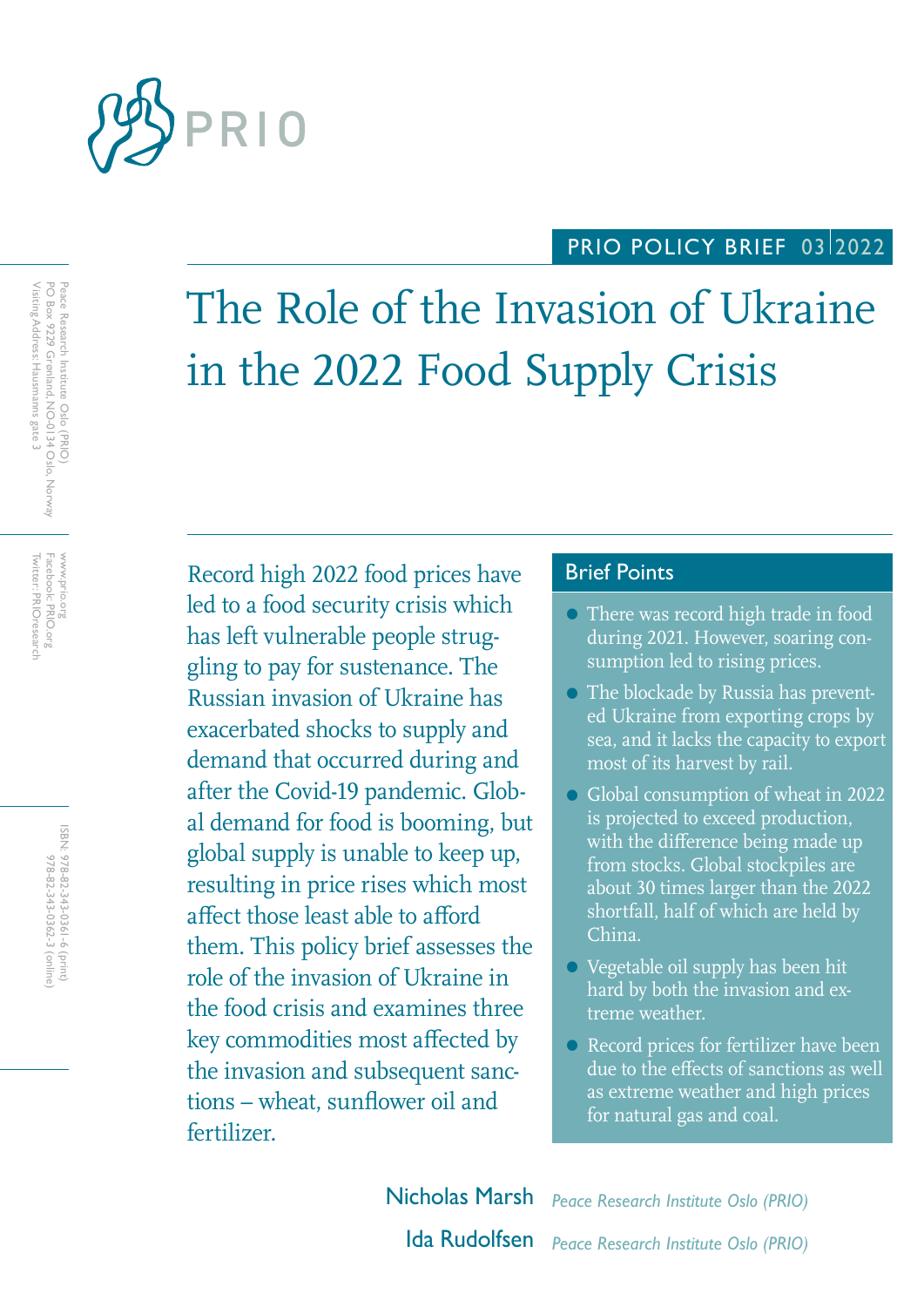PRIO POLICY BRIEF 03 2022

# The Role of the Invasion of Ukraine in the 2022 Food Supply Crisis

Record high 2022 food prices have led to a food security crisis which has left vulnerable people struggling to pay for sustenance. The Russian invasion of Ukraine has exacerbated shocks to supply and demand that occurred during and after the Covid-19 pandemic. Global demand for food is booming, but global supply is unable to keep up, resulting in price rises which most affect those least able to afford them. This policy brief assesses the role of the invasion of Ukraine in the food crisis and examines three key commodities most affected by the invasion and subsequent sanctions – wheat, sunflower oil and fertilizer.

## Brief Points

- There was record high trade in food during 2021. However, soaring consumption led to rising prices.
- The blockade by Russia has prevented Ukraine from exporting crops by sea, and it lacks the capacity to export most of its harvest by rail.
- Global consumption of wheat in 2022 is projected to exceed production, with the difference being made up from stocks. Global stockpiles are about 30 times larger than the 2022 shortfall, half of which are held by China.
- Vegetable oil supply has been hit hard by both the invasion and extreme weather.
- Record prices for fertilizer have been due to the effects of sanctions as well as extreme weather and high prices for natural gas and coal.

**Nicholas Marsh** *Peace Research Institute Oslo (PRIO)*

**Ida Rudolfsen** *Peace Research Institute Oslo (PRIO)*

Peace Research Institute Oslo (PRIO)
PO Box 9229 Grønland, NO-0134 Oslo, Norway
Visiting Address: Hausmanns gate 3

www.prio.org
Facebook: PRIO.org
Twitter: PRIOresearch

ISBN: 978-82-343-0361-6 (print)
978-82-343-0362-3 (online)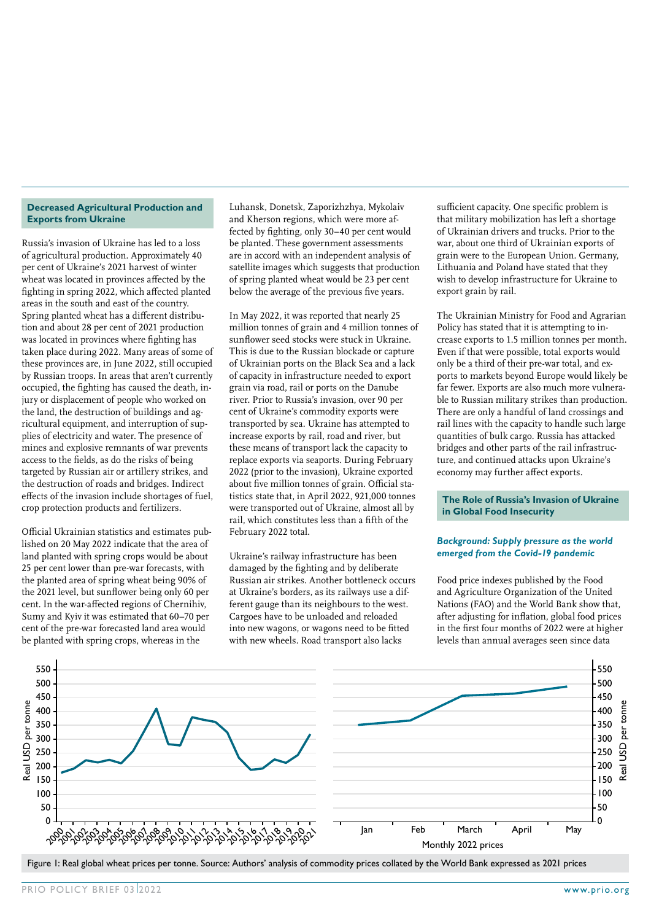## Decreased Agricultural Production and Exports from Ukraine

Russia's invasion of Ukraine has led to a loss of agricultural production. Approximately 40 per cent of Ukraine's 2021 harvest of winter wheat was located in provinces affected by the fighting in spring 2022, which affected planted areas in the south and east of the country. Spring planted wheat has a different distribution and about 28 per cent of 2021 production was located in provinces where fighting has taken place during 2022. Many areas of some of these provinces are, in June 2022, still occupied by Russian troops. In areas that aren't currently occupied, the fighting has caused the death, injury or displacement of people who worked on the land, the destruction of buildings and agricultural equipment, and interruption of supplies of electricity and water. The presence of mines and explosive remnants of war prevents access to the fields, as do the risks of being targeted by Russian air or artillery strikes, and the destruction of roads and bridges. Indirect effects of the invasion include shortages of fuel, crop protection products and fertilizers.

Official Ukrainian statistics and estimates published on 20 May 2022 indicate that the area of land planted with spring crops would be about 25 per cent lower than pre-war forecasts, with the planted area of spring wheat being 90% of the 2021 level, but sunflower being only 60 per cent. In the war-affected regions of Chernihiv, Sumy and Kyiv it was estimated that 60–70 per cent of the pre-war forecasted land area would be planted with spring crops, whereas in the Luhansk, Donetsk, Zaporizhzhya, Mykolaiv and Kherson regions, which were more affected by fighting, only 30–40 per cent would be planted. These government assessments are in accord with an independent analysis of satellite images which suggests that production of spring planted wheat would be 23 per cent below the average of the previous five years.

In May 2022, it was reported that nearly 25 million tonnes of grain and 4 million tonnes of sunflower seed stocks were stuck in Ukraine. This is due to the Russian blockade or capture of Ukrainian ports on the Black Sea and a lack of capacity in infrastructure needed to export grain via road, rail or ports on the Danube river. Prior to Russia's invasion, over 90 per cent of Ukraine's commodity exports were transported by sea. Ukraine has attempted to increase exports by rail, road and river, but these means of transport lack the capacity to replace exports via seaports. During February 2022 (prior to the invasion), Ukraine exported about five million tonnes of grain. Official statistics state that, in April 2022, 921,000 tonnes were transported out of Ukraine, almost all by rail, which constitutes less than a fifth of the February 2022 total.

Ukraine's railway infrastructure has been damaged by the fighting and by deliberate Russian air strikes. Another bottleneck occurs at Ukraine's borders, as its railways use a different gauge than its neighbours to the west. Cargoes have to be unloaded and reloaded into new wagons, or wagons need to be fitted with new wheels. Road transport also lacks sufficient capacity. One specific problem is that military mobilization has left a shortage of Ukrainian drivers and trucks. Prior to the war, about one third of Ukrainian exports of grain were to the European Union. Germany, Lithuania and Poland have stated that they wish to develop infrastructure for Ukraine to export grain by rail.

The Ukrainian Ministry for Food and Agrarian Policy has stated that it is attempting to increase exports to 1.5 million tonnes per month. Even if that were possible, total exports would only be a third of their pre-war total, and exports to markets beyond Europe would likely be far fewer. Exports are also much more vulnerable to Russian military strikes than production. There are only a handful of land crossings and rail lines with the capacity to handle such large quantities of bulk cargo. Russia has attacked bridges and other parts of the rail infrastructure, and continued attacks upon Ukraine's economy may further affect exports.

## The Role of Russia's Invasion of Ukraine in Global Food Insecurity

### *Background: Supply pressure as the world emerged from the Covid-19 pandemic*

Food price indexes published by the Food and Agriculture Organization of the United Nations (FAO) and the World Bank show that, after adjusting for inflation, global food prices in the first four months of 2022 were at higher levels than annual averages seen since data

Figure 1: Real global wheat prices per tonne. Source: Authors' analysis of commodity prices collated by the World Bank expressed as 2021 prices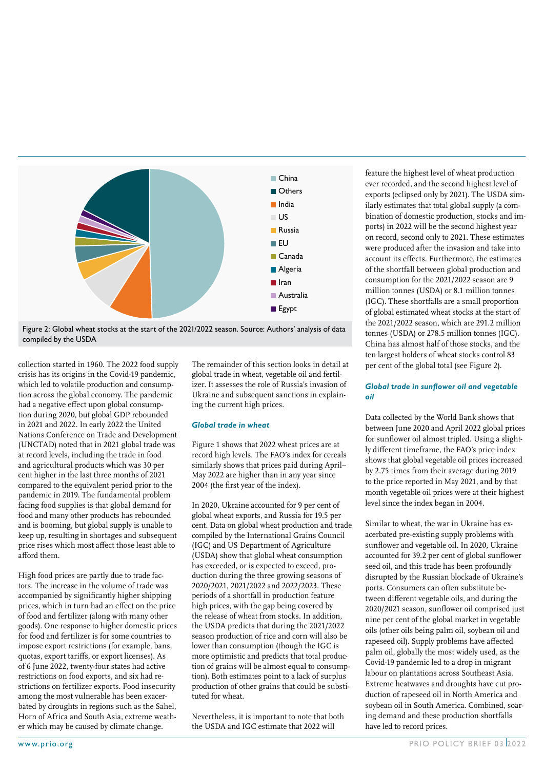Figure 2: Global wheat stocks at the start of the 2021/2022 season. Source: Authors' analysis of data compiled by the USDA

collection started in 1960. The 2022 food supply crisis has its origins in the Covid-19 pandemic, which led to volatile production and consumption across the global economy. The pandemic had a negative effect upon global consumption during 2020, but global GDP rebounded in 2021 and 2022. In early 2022 the United Nations Conference on Trade and Development (UNCTAD) noted that in 2021 global trade was at record levels, including the trade in food and agricultural products which was 30 per cent higher in the last three months of 2021 compared to the equivalent period prior to the pandemic in 2019. The fundamental problem facing food supplies is that global demand for food and many other products has rebounded and is booming, but global supply is unable to keep up, resulting in shortages and subsequent price rises which most affect those least able to afford them.

High food prices are partly due to trade factors. The increase in the volume of trade was accompanied by significantly higher shipping prices, which in turn had an effect on the price of food and fertilizer (along with many other goods). One response to higher domestic prices for food and fertilizer is for some countries to impose export restrictions (for example, bans, quotas, export tariffs, or export licenses). As of 6 June 2022, twenty-four states had active restrictions on food exports, and six had restrictions on fertilizer exports. Food insecurity among the most vulnerable has been exacerbated by droughts in regions such as the Sahel, Horn of Africa and South Asia, extreme weather which may be caused by climate change.

The remainder of this section looks in detail at global trade in wheat, vegetable oil and fertilizer. It assesses the role of Russia's invasion of Ukraine and subsequent sanctions in explaining the current high prices.

### *Global trade in wheat*

Figure 1 shows that 2022 wheat prices are at record high levels. The FAO's index for cereals similarly shows that prices paid during April–May 2022 are higher than in any year since 2004 (the first year of the index).

In 2020, Ukraine accounted for 9 per cent of global wheat exports, and Russia for 19.5 per cent. Data on global wheat production and trade compiled by the International Grains Council (IGC) and US Department of Agriculture (USDA) show that global wheat consumption has exceeded, or is expected to exceed, production during the three growing seasons of 2020/2021, 2021/2022 and 2022/2023. These periods of a shortfall in production feature high prices, with the gap being covered by the release of wheat from stocks. In addition, the USDA predicts that during the 2021/2022 season production of rice and corn will also be lower than consumption (though the IGC is more optimistic and predicts that total production of grains will be almost equal to consumption). Both estimates point to a lack of surplus production of other grains that could be substituted for wheat.

Nevertheless, it is important to note that both the USDA and IGC estimate that 2022 will feature the highest level of wheat production ever recorded, and the second highest level of exports (eclipsed only by 2021). The USDA similarly estimates that total global supply (a combination of domestic production, stocks and imports) in 2022 will be the second highest year on record, second only to 2021. These estimates were produced after the invasion and take into account its effects. Furthermore, the estimates of the shortfall between global production and consumption for the 2021/2022 season are 9 million tonnes (USDA) or 8.1 million tonnes (IGC). These shortfalls are a small proportion of global estimated wheat stocks at the start of the 2021/2022 season, which are 291.2 million tonnes (USDA) or 278.5 million tonnes (IGC). China has almost half of those stocks, and the ten largest holders of wheat stocks control 83 per cent of the global total (see Figure 2).

### *Global trade in sunflower oil and vegetable oil*

Data collected by the World Bank shows that between June 2020 and April 2022 global prices for sunflower oil almost tripled. Using a slightly different timeframe, the FAO's price index shows that global vegetable oil prices increased by 2.75 times from their average during 2019 to the price reported in May 2021, and by that month vegetable oil prices were at their highest level since the index began in 2004.

Similar to wheat, the war in Ukraine has exacerbated pre-existing supply problems with sunflower and vegetable oil. In 2020, Ukraine accounted for 39.2 per cent of global sunflower seed oil, and this trade has been profoundly disrupted by the Russian blockade of Ukraine's ports. Consumers can often substitute between different vegetable oils, and during the 2020/2021 season, sunflower oil comprised just nine per cent of the global market in vegetable oils (other oils being palm oil, soybean oil and rapeseed oil). Supply problems have affected palm oil, globally the most widely used, as the Covid-19 pandemic led to a drop in migrant labour on plantations across Southeast Asia. Extreme heatwaves and droughts have cut production of rapeseed oil in North America and soybean oil in South America. Combined, soaring demand and these production shortfalls have led to record prices.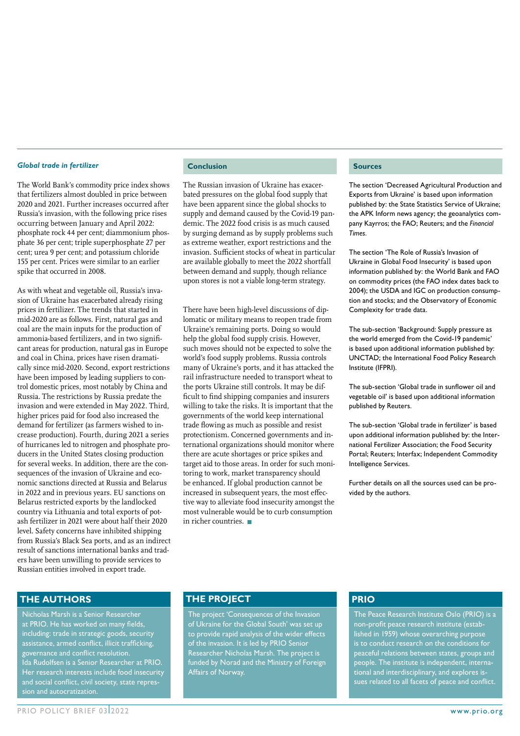### *Global trade in fertilizer*

The World Bank's commodity price index shows that fertilizers almost doubled in price between 2020 and 2021. Further increases occurred after Russia's invasion, with the following price rises occurring between January and April 2022: phosphate rock 44 per cent; diammonium phosphate 36 per cent; triple superphosphate 27 per cent; urea 9 per cent; and potassium chloride 155 per cent. Prices were similar to an earlier spike that occurred in 2008.

As with wheat and vegetable oil, Russia's invasion of Ukraine has exacerbated already rising prices in fertilizer. The trends that started in mid-2020 are as follows. First, natural gas and coal are the main inputs for the production of ammonia-based fertilizers, and in two significant areas for production, natural gas in Europe and coal in China, prices have risen dramatically since mid-2020. Second, export restrictions have been imposed by leading suppliers to control domestic prices, most notably by China and Russia. The restrictions by Russia predate the invasion and were extended in May 2022. Third, higher prices paid for food also increased the demand for fertilizer (as farmers wished to increase production). Fourth, during 2021 a series of hurricanes led to nitrogen and phosphate producers in the United States closing production for several weeks. In addition, there are the consequences of the invasion of Ukraine and economic sanctions directed at Russia and Belarus in 2022 and in previous years. EU sanctions on Belarus restricted exports by the landlocked country via Lithuania and total exports of potash fertilizer in 2021 were about half their 2020 level. Safety concerns have inhibited shipping from Russia's Black Sea ports, and as an indirect result of sanctions international banks and traders have been unwilling to provide services to Russian entities involved in export trade.

## Conclusion

The Russian invasion of Ukraine has exacerbated pressures on the global food supply that have been apparent since the global shocks to supply and demand caused by the Covid-19 pandemic. The 2022 food crisis is as much caused by surging demand as by supply problems such as extreme weather, export restrictions and the invasion. Sufficient stocks of wheat in particular are available globally to meet the 2022 shortfall between demand and supply, though reliance upon stores is not a viable long-term strategy.

There have been high-level discussions of diplomatic or military means to reopen trade from Ukraine's remaining ports. Doing so would help the global food supply crisis. However, such moves should not be expected to solve the world's food supply problems. Russia controls many of Ukraine's ports, and it has attacked the rail infrastructure needed to transport wheat to the ports Ukraine still controls. It may be difficult to find shipping companies and insurers willing to take the risks. It is important that the governments of the world keep international trade flowing as much as possible and resist protectionism. Concerned governments and international organizations should monitor where there are acute shortages or price spikes and target aid to those areas. In order for such monitoring to work, market transparency should be enhanced. If global production cannot be increased in subsequent years, the most effective way to alleviate food insecurity amongst the most vulnerable would be to curb consumption in richer countries. ■

## Sources

The section 'Decreased Agricultural Production and Exports from Ukraine' is based upon information published by: the State Statistics Service of Ukraine; the APK Inform news agency; the geoanalytics company Kayrros; the FAO; Reuters; and the *Financial Times*.

The section 'The Role of Russia's Invasion of Ukraine in Global Food Insecurity' is based upon information published by: the World Bank and FAO on commodity prices (the FAO index dates back to 2004); the USDA and IGC on production consumption and stocks; and the Observatory of Economic Complexity for trade data.

The sub-section 'Background: Supply pressure as the world emerged from the Covid-19 pandemic' is based upon additional information published by: UNCTAD; the International Food Policy Research Institute (IFPRI).

The sub-section 'Global trade in sunflower oil and vegetable oil' is based upon additional information published by Reuters.

The sub-section 'Global trade in fertilizer' is based upon additional information published by: the International Fertilizer Association; the Food Security Portal; Reuters; Interfax; Independent Commodity Intelligence Services.

Further details on all the sources used can be provided by the authors.

## THE AUTHORS

Nicholas Marsh is a Senior Researcher at PRIO. He has worked on many fields, including: trade in strategic goods, security assistance, armed conflict, illicit trafficking, governance and conflict resolution.
Ida Rudolfsen is a Senior Researcher at PRIO. Her research interests include food insecurity and social conflict, civil society, state repression and autocratization.

## THE PROJECT

The project 'Consequences of the Invasion of Ukraine for the Global South' was set up to provide rapid analysis of the wider effects of the invasion. It is led by PRIO Senior Researcher Nicholas Marsh. The project is funded by Norad and the Ministry of Foreign Affairs of Norway.

## PRIO

The Peace Research Institute Oslo (PRIO) is a non-profit peace research institute (established in 1959) whose overarching purpose is to conduct research on the conditions for peaceful relations between states, groups and people. The institute is independent, international and interdisciplinary, and explores issues related to all facets of peace and conflict.